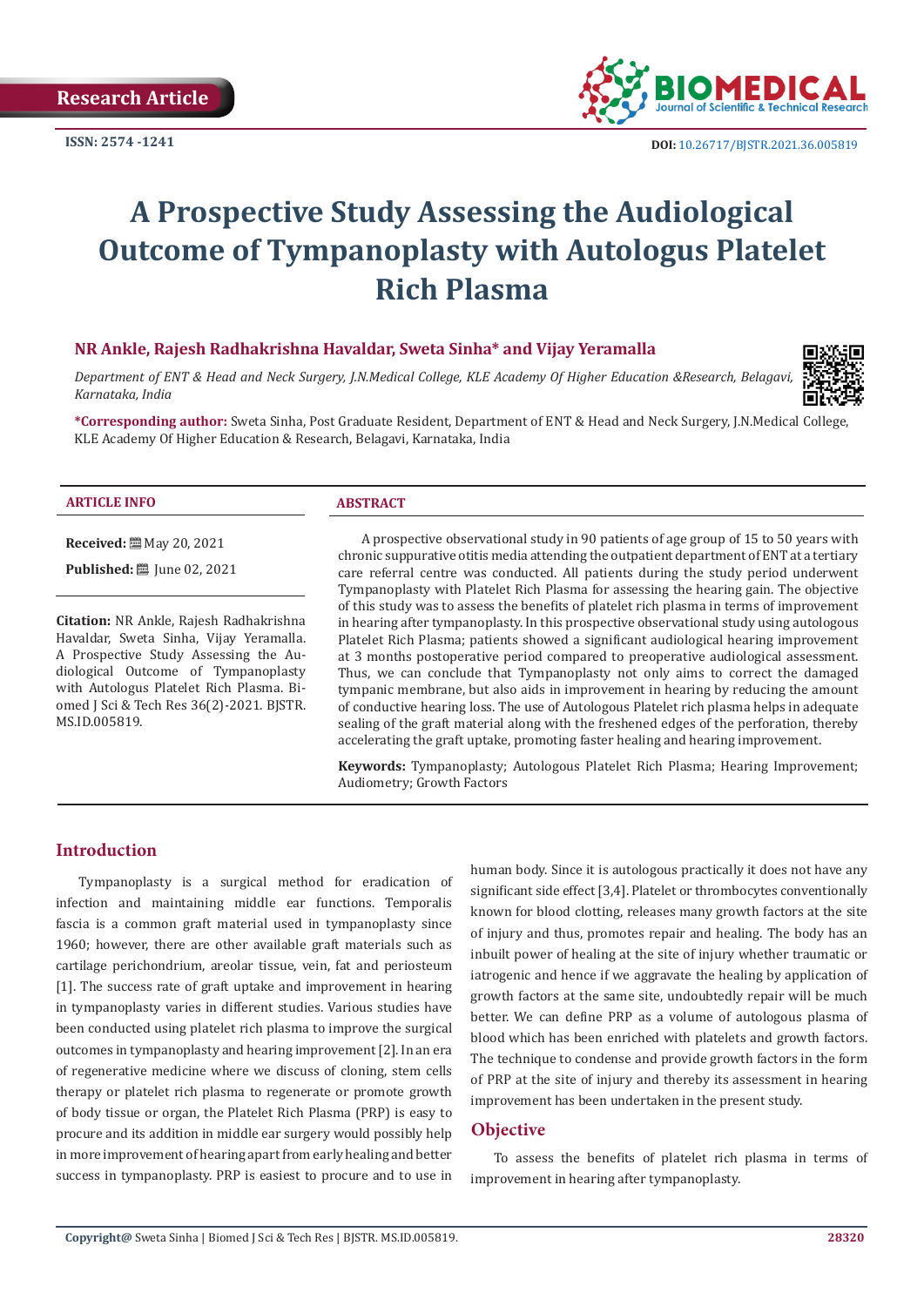Research Article

ISSN: 2574 -1241

DOI: 10.26717/BJSTR.2021.36.005819

# A Prospective Study Assessing the Audiological Outcome of Tympanoplasty with Autologus Platelet Rich Plasma

**NR Ankle, Rajesh Radhakrishna Havaldar, Sweta Sinha* and Vijay Yeramalla**

*Department of ENT & Head and Neck Surgery, J.N.Medical College, KLE Academy Of Higher Education &Research, Belagavi, Karnataka, India*

***Corresponding author:** Sweta Sinha, Post Graduate Resident, Department of ENT & Head and Neck Surgery, J.N.Medical College, KLE Academy Of Higher Education & Research, Belagavi, Karnataka, India

**ARTICLE INFO**

**Received:** May 20, 2021

**Published:** June 02, 2021

**Citation:** NR Ankle, Rajesh Radhakrishna Havaldar, Sweta Sinha, Vijay Yeramalla. A Prospective Study Assessing the Audiological Outcome of Tympanoplasty with Autologus Platelet Rich Plasma. Biomed J Sci & Tech Res 36(2)-2021. BJSTR. MS.ID.005819.

**ABSTRACT**

A prospective observational study in 90 patients of age group of 15 to 50 years with chronic suppurative otitis media attending the outpatient department of ENT at a tertiary care referral centre was conducted. All patients during the study period underwent Tympanoplasty with Platelet Rich Plasma for assessing the hearing gain. The objective of this study was to assess the benefits of platelet rich plasma in terms of improvement in hearing after tympanoplasty. In this prospective observational study using autologous Platelet Rich Plasma; patients showed a significant audiological hearing improvement at 3 months postoperative period compared to preoperative audiological assessment. Thus, we can conclude that Tympanoplasty not only aims to correct the damaged tympanic membrane, but also aids in improvement in hearing by reducing the amount of conductive hearing loss. The use of Autologous Platelet rich plasma helps in adequate sealing of the graft material along with the freshened edges of the perforation, thereby accelerating the graft uptake, promoting faster healing and hearing improvement.

**Keywords:** Tympanoplasty; Autologous Platelet Rich Plasma; Hearing Improvement; Audiometry; Growth Factors

## Introduction

Tympanoplasty is a surgical method for eradication of infection and maintaining middle ear functions. Temporalis fascia is a common graft material used in tympanoplasty since 1960; however, there are other available graft materials such as cartilage perichondrium, areolar tissue, vein, fat and periosteum [1]. The success rate of graft uptake and improvement in hearing in tympanoplasty varies in different studies. Various studies have been conducted using platelet rich plasma to improve the surgical outcomes in tympanoplasty and hearing improvement [2]. In an era of regenerative medicine where we discuss of cloning, stem cells therapy or platelet rich plasma to regenerate or promote growth of body tissue or organ, the Platelet Rich Plasma (PRP) is easy to procure and its addition in middle ear surgery would possibly help in more improvement of hearing apart from early healing and better success in tympanoplasty. PRP is easiest to procure and to use in human body. Since it is autologous practically it does not have any significant side effect [3,4]. Platelet or thrombocytes conventionally known for blood clotting, releases many growth factors at the site of injury and thus, promotes repair and healing. The body has an inbuilt power of healing at the site of injury whether traumatic or iatrogenic and hence if we aggravate the healing by application of growth factors at the same site, undoubtedly repair will be much better. We can define PRP as a volume of autologous plasma of blood which has been enriched with platelets and growth factors. The technique to condense and provide growth factors in the form of PRP at the site of injury and thereby its assessment in hearing improvement has been undertaken in the present study.

## Objective

To assess the benefits of platelet rich plasma in terms of improvement in hearing after tympanoplasty.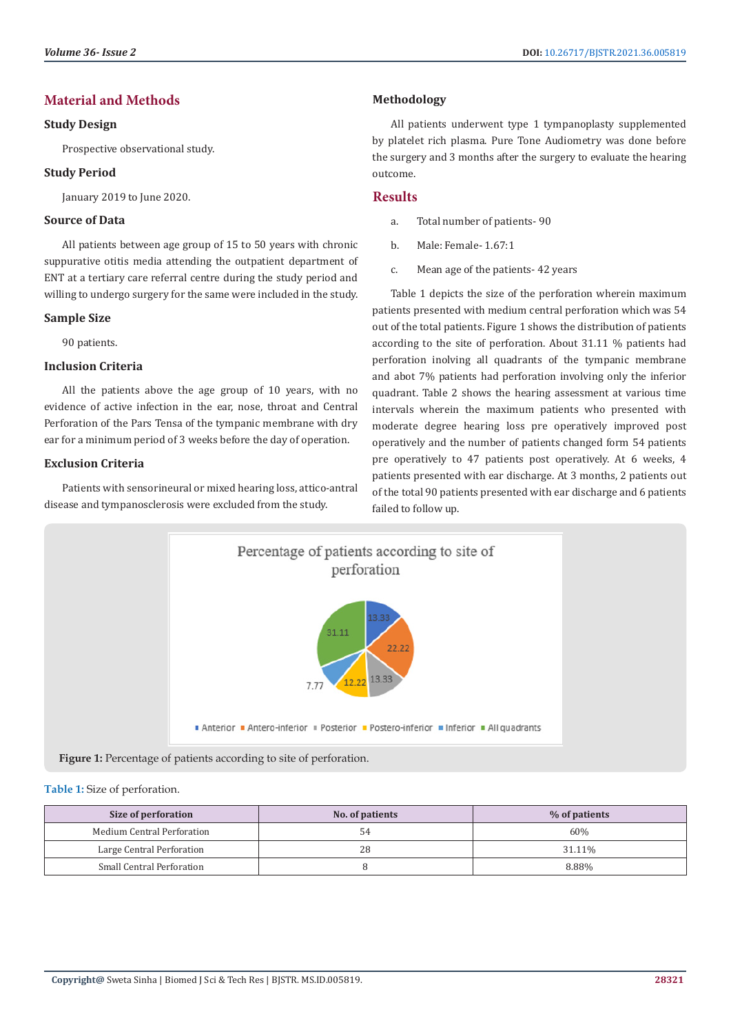## Material and Methods

### Study Design

Prospective observational study.

### Study Period

January 2019 to June 2020.

### Source of Data

All patients between age group of 15 to 50 years with chronic suppurative otitis media attending the outpatient department of ENT at a tertiary care referral centre during the study period and willing to undergo surgery for the same were included in the study.

### Sample Size

90 patients.

### Inclusion Criteria

All the patients above the age group of 10 years, with no evidence of active infection in the ear, nose, throat and Central Perforation of the Pars Tensa of the tympanic membrane with dry ear for a minimum period of 3 weeks before the day of operation.

### Exclusion Criteria

Patients with sensorineural or mixed hearing loss, attico-antral disease and tympanosclerosis were excluded from the study.

### Methodology

All patients underwent type 1 tympanoplasty supplemented by platelet rich plasma. Pure Tone Audiometry was done before the surgery and 3 months after the surgery to evaluate the hearing outcome.

## Results

a. Total number of patients- 90

b. Male: Female- 1.67:1

c. Mean age of the patients- 42 years

Table 1 depicts the size of the perforation wherein maximum patients presented with medium central perforation which was 54 out of the total patients. Figure 1 shows the distribution of patients according to the site of perforation. About 31.11 % patients had perforation inolving all quadrants of the tympanic membrane and abot 7% patients had perforation involving only the inferior quadrant. Table 2 shows the hearing assessment at various time intervals wherein the maximum patients who presented with moderate degree hearing loss pre operatively improved post operatively and the number of patients changed form 54 patients pre operatively to 47 patients post operatively. At 6 weeks, 4 patients presented with ear discharge. At 3 months, 2 patients out of the total 90 patients presented with ear discharge and 6 patients failed to follow up.

**Figure 1:** Percentage of patients according to site of perforation.

**Table 1:** Size of perforation.

| Size of perforation | No. of patients | % of patients |
|---|---|---|
| Medium Central Perforation | 54 | 60% |
| Large Central Perforation | 28 | 31.11% |
| Small Central Perforation | 8 | 8.88% |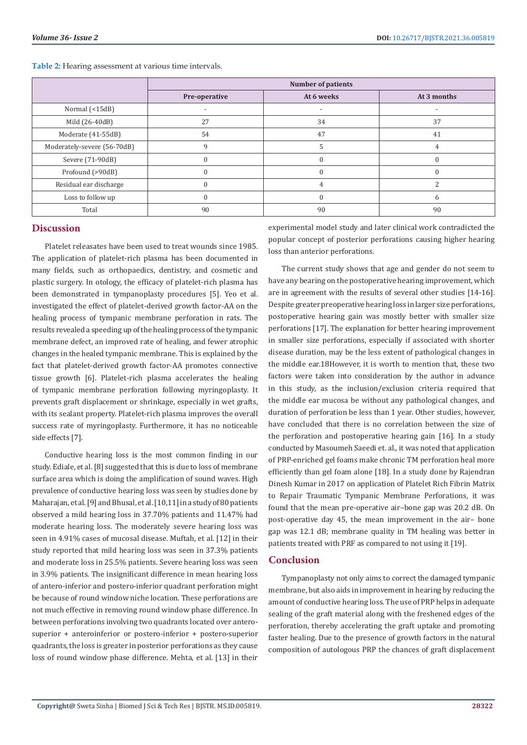**Table 2:** Hearing assessment at various time intervals.

| | Number of patients | | |
|---|---|---|---|
| | Pre-operative | At 6 weeks | At 3 months |
| Normal (<15dB) | - | - | - |
| Mild (26-40dB) | 27 | 34 | 37 |
| Moderate (41-55dB) | 54 | 47 | 41 |
| Moderately-severe (56-70dB) | 9 | 5 | 4 |
| Severe (71-90dB) | 0 | 0 | 0 |
| Profound (>90dB) | 0 | 0 | 0 |
| Residual ear discharge | 0 | 4 | 2 |
| Loss to follow up | 0 | 0 | 6 |
| Total | 90 | 90 | 90 |

## Discussion

Platelet releasates have been used to treat wounds since 1985. The application of platelet-rich plasma has been documented in many fields, such as orthopaedics, dentistry, and cosmetic and plastic surgery. In otology, the efficacy of platelet-rich plasma has been demonstrated in tympanoplasty procedures [5]. Yeo et al. investigated the effect of platelet-derived growth factor-AA on the healing process of tympanic membrane perforation in rats. The results revealed a speeding up of the healing process of the tympanic membrane defect, an improved rate of healing, and fewer atrophic changes in the healed tympanic membrane. This is explained by the fact that platelet-derived growth factor-AA promotes connective tissue growth [6]. Platelet-rich plasma accelerates the healing of tympanic membrane perforation following myringoplasty. It prevents graft displacement or shrinkage, especially in wet grafts, with its sealant property. Platelet-rich plasma improves the overall success rate of myringoplasty. Furthermore, it has no noticeable side effects [7].

Conductive hearing loss is the most common finding in our study. Ediale, et al. [8] suggested that this is due to loss of membrane surface area which is doing the amplification of sound waves. High prevalence of conductive hearing loss was seen by studies done by Maharajan, et al. [9] and Bhusal, et al. [10,11] in a study of 80 patients observed a mild hearing loss in 37.70% patients and 11.47% had moderate hearing loss. The moderately severe hearing loss was seen in 4.91% cases of mucosal disease. Muftah, et al. [12] in their study reported that mild hearing loss was seen in 37.3% patients and moderate loss in 25.5% patients. Severe hearing loss was seen in 3.9% patients. The insignificant difference in mean hearing loss of antero-inferior and postero-inferior quadrant perforation might be because of round window niche location. These perforations are not much effective in removing round window phase difference. In between perforations involving two quadrants located over antero-superior + anteroinferior or postero-inferior + postero-superior quadrants, the loss is greater in posterior perforations as they cause loss of round window phase difference. Mehta, et al. [13] in their experimental model study and later clinical work contradicted the popular concept of posterior perforations causing higher hearing loss than anterior perforations.

The current study shows that age and gender do not seem to have any bearing on the postoperative hearing improvement, which are in agreement with the results of several other studies [14-16]. Despite greater preoperative hearing loss in larger size perforations, postoperative hearing gain was mostly better with smaller size perforations [17]. The explanation for better hearing improvement in smaller size perforations, especially if associated with shorter disease duration, may be the less extent of pathological changes in the middle ear.18However, it is worth to mention that, these two factors were taken into consideration by the author in advance in this study, as the inclusion/exclusion criteria required that the middle ear mucosa be without any pathological changes, and duration of perforation be less than 1 year. Other studies, however, have concluded that there is no correlation between the size of the perforation and postoperative hearing gain [16]. In a study conducted by Masoumeh Saeedi et. al., it was noted that application of PRP-enriched gel foams make chronic TM perforation heal more efficiently than gel foam alone [18]. In a study done by Rajendran Dinesh Kumar in 2017 on application of Platelet Rich Fibrin Matrix to Repair Traumatic Tympanic Membrane Perforations, it was found that the mean pre-operative air–bone gap was 20.2 dB. On post-operative day 45, the mean improvement in the air– bone gap was 12.1 dB; membrane quality in TM healing was better in patients treated with PRF as compared to not using it [19].

## Conclusion

Tympanoplasty not only aims to correct the damaged tympanic membrane, but also aids in improvement in hearing by reducing the amount of conductive hearing loss. The use of PRP helps in adequate sealing of the graft material along with the freshened edges of the perforation, thereby accelerating the graft uptake and promoting faster healing. Due to the presence of growth factors in the natural composition of autologous PRP the chances of graft displacement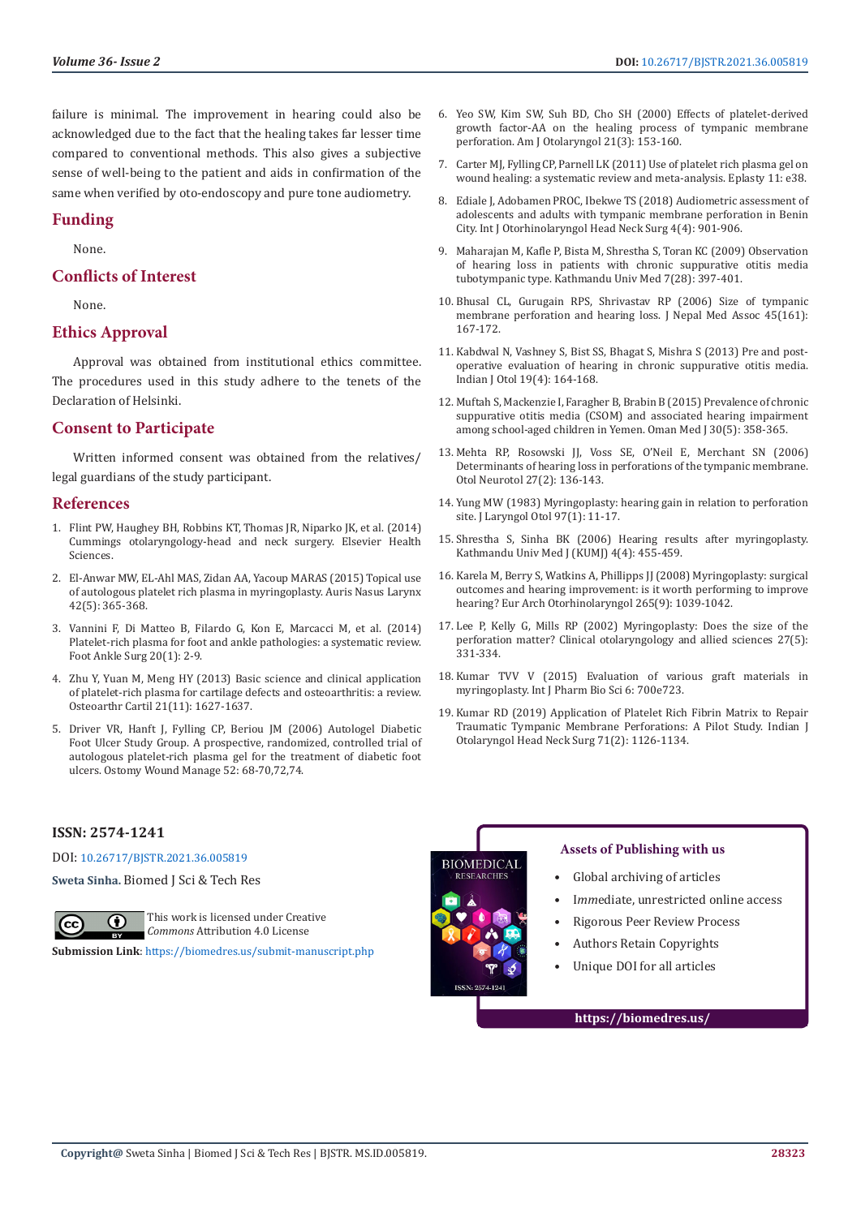failure is minimal. The improvement in hearing could also be acknowledged due to the fact that the healing takes far lesser time compared to conventional methods. This also gives a subjective sense of well-being to the patient and aids in confirmation of the same when verified by oto-endoscopy and pure tone audiometry.

## Funding

None.

## Conflicts of Interest

None.

## Ethics Approval

Approval was obtained from institutional ethics committee. The procedures used in this study adhere to the tenets of the Declaration of Helsinki.

## Consent to Participate

Written informed consent was obtained from the relatives/ legal guardians of the study participant.

## References

1. Flint PW, Haughey BH, Robbins KT, Thomas JR, Niparko JK, et al. (2014) Cummings otolaryngology-head and neck surgery. Elsevier Health Sciences.
2. El-Anwar MW, EL-Ahl MAS, Zidan AA, Yacoup MARAS (2015) Topical use of autologous platelet rich plasma in myringoplasty. Auris Nasus Larynx 42(5): 365-368.
3. Vannini F, Di Matteo B, Filardo G, Kon E, Marcacci M, et al. (2014) Platelet-rich plasma for foot and ankle pathologies: a systematic review. Foot Ankle Surg 20(1): 2-9.
4. Zhu Y, Yuan M, Meng HY (2013) Basic science and clinical application of platelet-rich plasma for cartilage defects and osteoarthritis: a review. Osteoarthr Cartil 21(11): 1627-1637.
5. Driver VR, Hanft J, Fylling CP, Beriou JM (2006) Autologel Diabetic Foot Ulcer Study Group. A prospective, randomized, controlled trial of autologous platelet-rich plasma gel for the treatment of diabetic foot ulcers. Ostomy Wound Manage 52: 68-70,72,74.
6. Yeo SW, Kim SW, Suh BD, Cho SH (2000) Effects of platelet-derived growth factor-AA on the healing process of tympanic membrane perforation. Am J Otolaryngol 21(3): 153-160.
7. Carter MJ, Fylling CP, Parnell LK (2011) Use of platelet rich plasma gel on wound healing: a systematic review and meta-analysis. Eplasty 11: e38.
8. Ediale J, Adobamen PROC, Ibekwe TS (2018) Audiometric assessment of adolescents and adults with tympanic membrane perforation in Benin City. Int J Otorhinolaryngol Head Neck Surg 4(4): 901-906.
9. Maharajan M, Kafle P, Bista M, Shrestha S, Toran KC (2009) Observation of hearing loss in patients with chronic suppurative otitis media tubotympanic type. Kathmandu Univ Med 7(28): 397-401.
10. Bhusal CL, Gurugain RPS, Shrivastav RP (2006) Size of tympanic membrane perforation and hearing loss. J Nepal Med Assoc 45(161): 167-172.
11. Kabdwal N, Vashney S, Bist SS, Bhagat S, Mishra S (2013) Pre and post-operative evaluation of hearing in chronic suppurative otitis media. Indian J Otol 19(4): 164-168.
12. Muftah S, Mackenzie I, Faragher B, Brabin B (2015) Prevalence of chronic suppurative otitis media (CSOM) and associated hearing impairment among school-aged children in Yemen. Oman Med J 30(5): 358-365.
13. Mehta RP, Rosowski JJ, Voss SE, O'Neil E, Merchant SN (2006) Determinants of hearing loss in perforations of the tympanic membrane. Otol Neurotol 27(2): 136-143.
14. Yung MW (1983) Myringoplasty: hearing gain in relation to perforation site. J Laryngol Otol 97(1): 11-17.
15. Shrestha S, Sinha BK (2006) Hearing results after myringoplasty. Kathmandu Univ Med J (KUMJ) 4(4): 455-459.
16. Karela M, Berry S, Watkins A, Phillipps JJ (2008) Myringoplasty: surgical outcomes and hearing improvement: is it worth performing to improve hearing? Eur Arch Otorhinolaryngol 265(9): 1039-1042.
17. Lee P, Kelly G, Mills RP (2002) Myringoplasty: Does the size of the perforation matter? Clinical otolaryngology and allied sciences 27(5): 331-334.
18. Kumar TVV V (2015) Evaluation of various graft materials in myringoplasty. Int J Pharm Bio Sci 6: 700e723.
19. Kumar RD (2019) Application of Platelet Rich Fibrin Matrix to Repair Traumatic Tympanic Membrane Perforations: A Pilot Study. Indian J Otolaryngol Head Neck Surg 71(2): 1126-1134.

**ISSN: 2574-1241**

DOI: 10.26717/BJSTR.2021.36.005819

**Sweta Sinha.** Biomed J Sci & Tech Res

This work is licensed under Creative *Commons* Attribution 4.0 License

**Submission Link**: https://biomedres.us/submit-manuscript.php

**Assets of Publishing with us**

- Global archiving of articles
- Immediate, unrestricted online access
- Rigorous Peer Review Process
- Authors Retain Copyrights
- Unique DOI for all articles

**https://biomedres.us/**